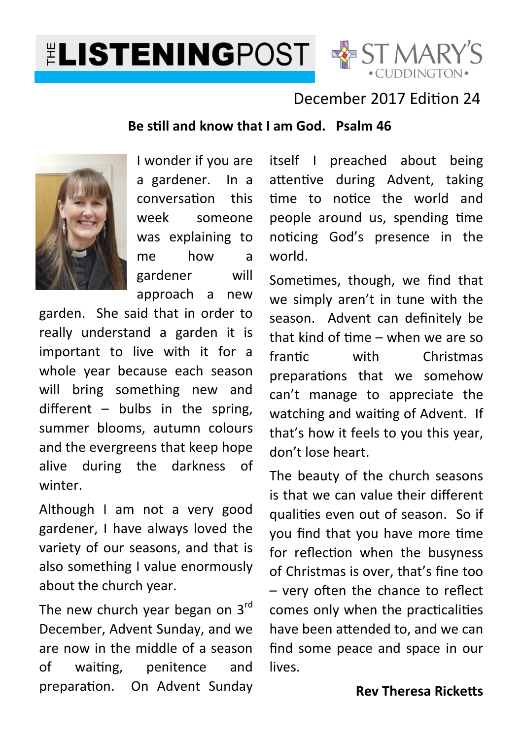# THE LISTENING POST

ST MARY'S
CUDDINGTON

December 2017 Edition 24

**Be still and know that I am God. Psalm 46**

I wonder if you are a gardener. In a conversation this week someone was explaining to me how a gardener will approach a new garden. She said that in order to really understand a garden it is important to live with it for a whole year because each season will bring something new and different – bulbs in the spring, summer blooms, autumn colours and the evergreens that keep hope alive during the darkness of winter.

Although I am not a very good gardener, I have always loved the variety of our seasons, and that is also something I value enormously about the church year.

The new church year began on 3rd December, Advent Sunday, and we are now in the middle of a season of waiting, penitence and preparation. On Advent Sunday itself I preached about being attentive during Advent, taking time to notice the world and people around us, spending time noticing God's presence in the world.

Sometimes, though, we find that we simply aren't in tune with the season. Advent can definitely be that kind of time – when we are so frantic with Christmas preparations that we somehow can't manage to appreciate the watching and waiting of Advent. If that's how it feels to you this year, don't lose heart.

The beauty of the church seasons is that we can value their different qualities even out of season. So if you find that you have more time for reflection when the busyness of Christmas is over, that's fine too – very often the chance to reflect comes only when the practicalities have been attended to, and we can find some peace and space in our lives.

**Rev Theresa Ricketts**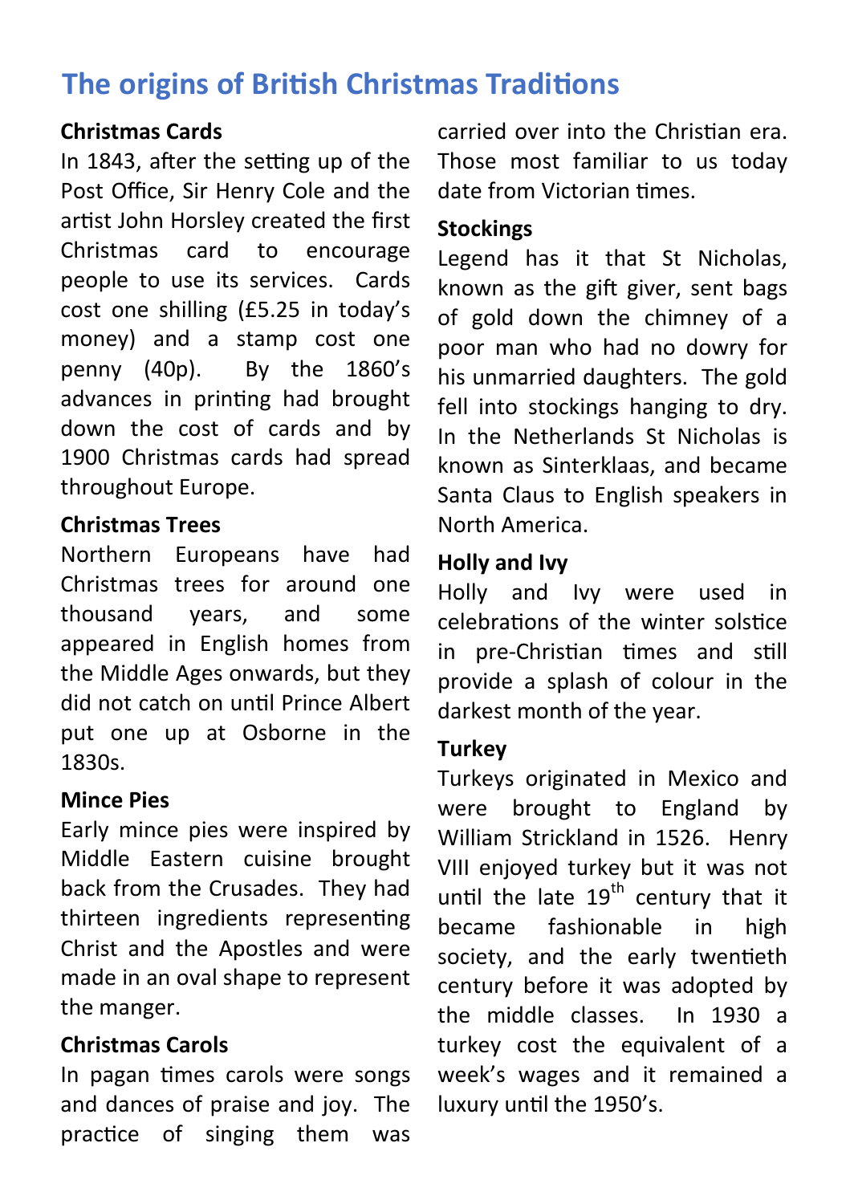# The origins of British Christmas Traditions

**Christmas Cards**

In 1843, after the setting up of the Post Office, Sir Henry Cole and the artist John Horsley created the first Christmas card to encourage people to use its services. Cards cost one shilling (£5.25 in today's money) and a stamp cost one penny (40p). By the 1860's advances in printing had brought down the cost of cards and by 1900 Christmas cards had spread throughout Europe.

**Christmas Trees**

Northern Europeans have had Christmas trees for around one thousand years, and some appeared in English homes from the Middle Ages onwards, but they did not catch on until Prince Albert put one up at Osborne in the 1830s.

**Mince Pies**

Early mince pies were inspired by Middle Eastern cuisine brought back from the Crusades. They had thirteen ingredients representing Christ and the Apostles and were made in an oval shape to represent the manger.

**Christmas Carols**

In pagan times carols were songs and dances of praise and joy. The practice of singing them was carried over into the Christian era. Those most familiar to us today date from Victorian times.

**Stockings**

Legend has it that St Nicholas, known as the gift giver, sent bags of gold down the chimney of a poor man who had no dowry for his unmarried daughters. The gold fell into stockings hanging to dry. In the Netherlands St Nicholas is known as Sinterklaas, and became Santa Claus to English speakers in North America.

**Holly and Ivy**

Holly and Ivy were used in celebrations of the winter solstice in pre-Christian times and still provide a splash of colour in the darkest month of the year.

**Turkey**

Turkeys originated in Mexico and were brought to England by William Strickland in 1526. Henry VIII enjoyed turkey but it was not until the late 19th century that it became fashionable in high society, and the early twentieth century before it was adopted by the middle classes. In 1930 a turkey cost the equivalent of a week's wages and it remained a luxury until the 1950's.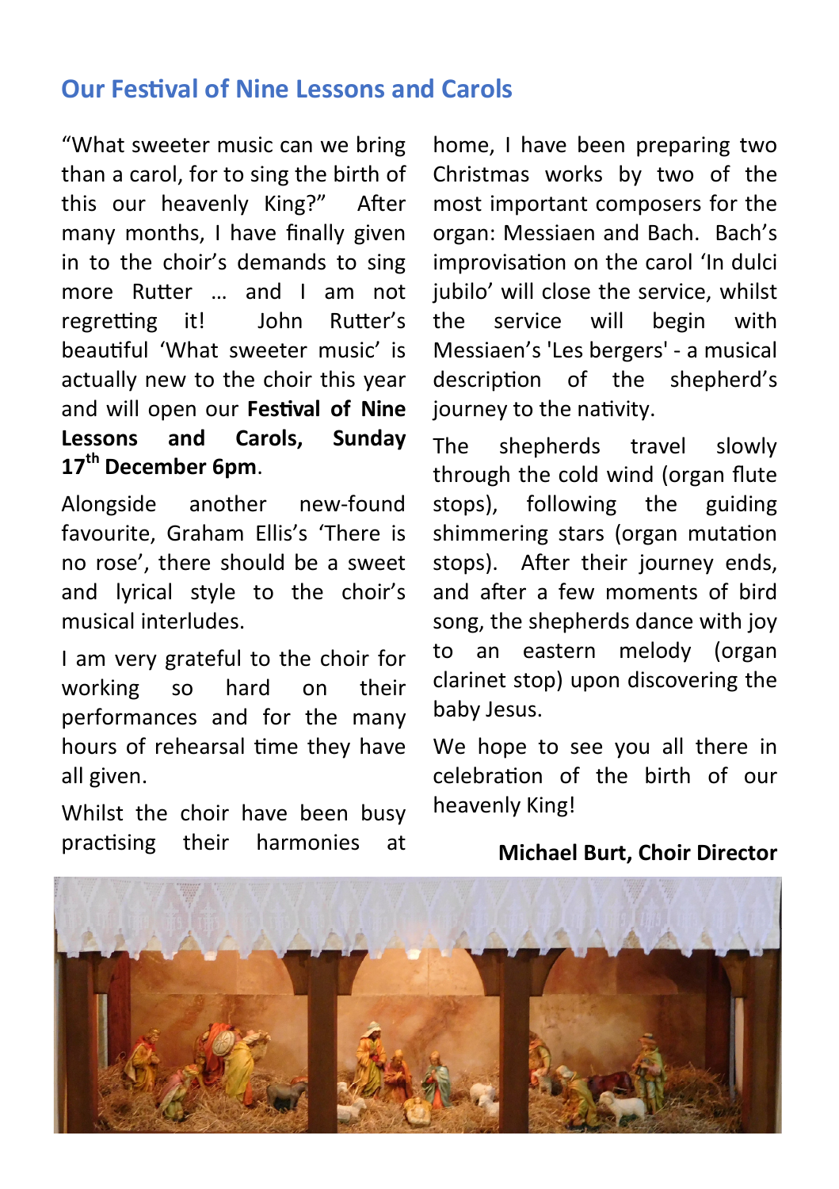## Our Festival of Nine Lessons and Carols

"What sweeter music can we bring than a carol, for to sing the birth of this our heavenly King?" After many months, I have finally given in to the choir's demands to sing more Rutter … and I am not regretting it! John Rutter's beautiful 'What sweeter music' is actually new to the choir this year and will open our **Festival of Nine Lessons and Carols, Sunday 17th December 6pm**.

Alongside another new-found favourite, Graham Ellis's 'There is no rose', there should be a sweet and lyrical style to the choir's musical interludes.

I am very grateful to the choir for working so hard on their performances and for the many hours of rehearsal time they have all given.

Whilst the choir have been busy practising their harmonies at home, I have been preparing two Christmas works by two of the most important composers for the organ: Messiaen and Bach. Bach's improvisation on the carol 'In dulci jubilo' will close the service, whilst the service will begin with Messiaen's 'Les bergers' - a musical description of the shepherd's journey to the nativity.

The shepherds travel slowly through the cold wind (organ flute stops), following the guiding shimmering stars (organ mutation stops). After their journey ends, and after a few moments of bird song, the shepherds dance with joy to an eastern melody (organ clarinet stop) upon discovering the baby Jesus.

We hope to see you all there in celebration of the birth of our heavenly King!

**Michael Burt, Choir Director**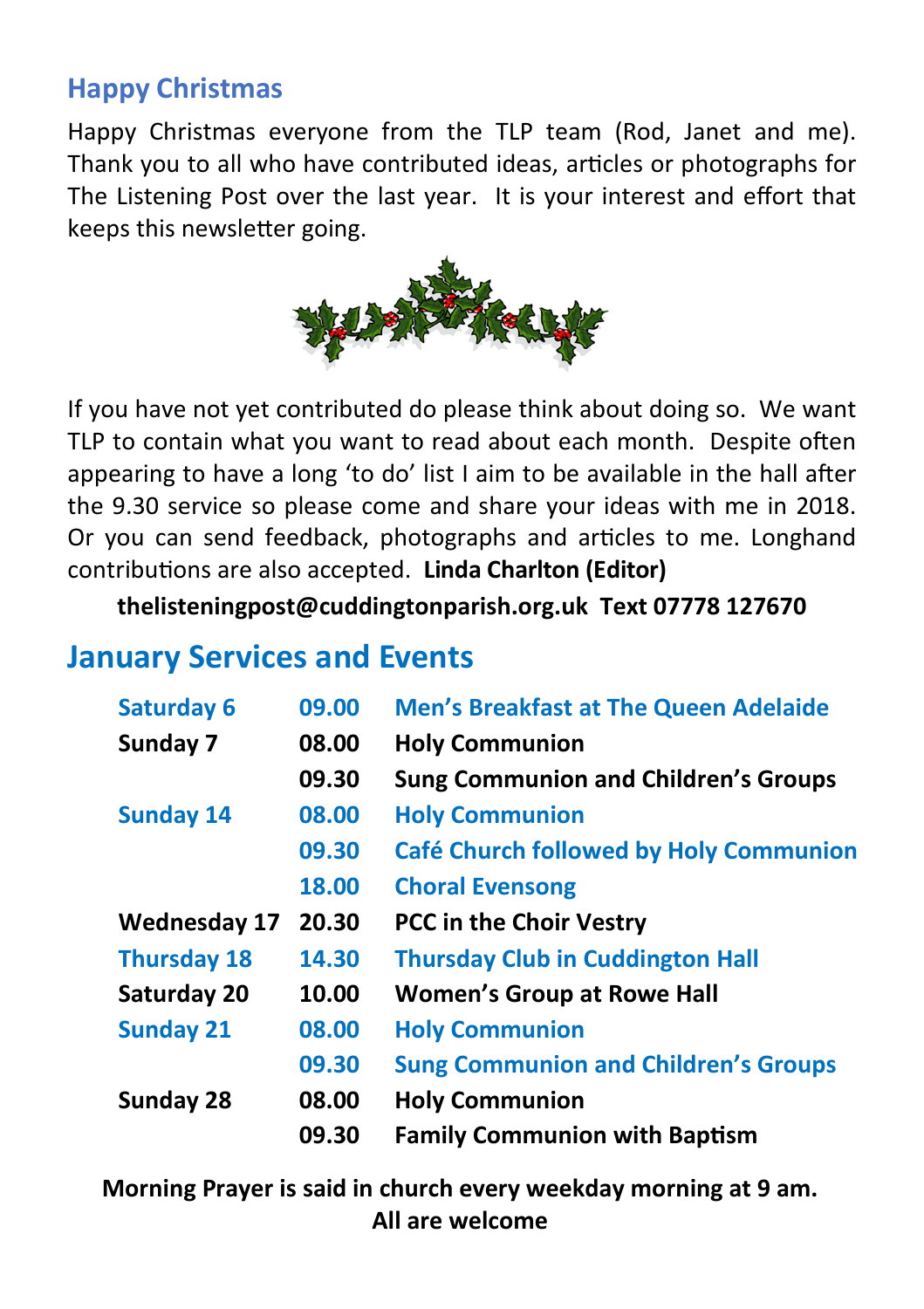## Happy Christmas

Happy Christmas everyone from the TLP team (Rod, Janet and me). Thank you to all who have contributed ideas, articles or photographs for The Listening Post over the last year. It is your interest and effort that keeps this newsletter going.

If you have not yet contributed do please think about doing so. We want TLP to contain what you want to read about each month. Despite often appearing to have a long 'to do' list I aim to be available in the hall after the 9.30 service so please come and share your ideas with me in 2018. Or you can send feedback, photographs and articles to me. Longhand contributions are also accepted. **Linda Charlton (Editor)**

**thelisteningpost@cuddingtonparish.org.uk Text 07778 127670**

## January Services and Events

| | | |
|---|---|---|
| **Saturday 6** | **09.00** | **Men's Breakfast at The Queen Adelaide** |
| **Sunday 7** | **08.00** | **Holy Communion** |
| | **09.30** | **Sung Communion and Children's Groups** |
| **Sunday 14** | **08.00** | **Holy Communion** |
| | **09.30** | **Café Church followed by Holy Communion** |
| | **18.00** | **Choral Evensong** |
| **Wednesday 17** | **20.30** | **PCC in the Choir Vestry** |
| **Thursday 18** | **14.30** | **Thursday Club in Cuddington Hall** |
| **Saturday 20** | **10.00** | **Women's Group at Rowe Hall** |
| **Sunday 21** | **08.00** | **Holy Communion** |
| | **09.30** | **Sung Communion and Children's Groups** |
| **Sunday 28** | **08.00** | **Holy Communion** |
| | **09.30** | **Family Communion with Baptism** |

**Morning Prayer is said in church every weekday morning at 9 am. All are welcome**